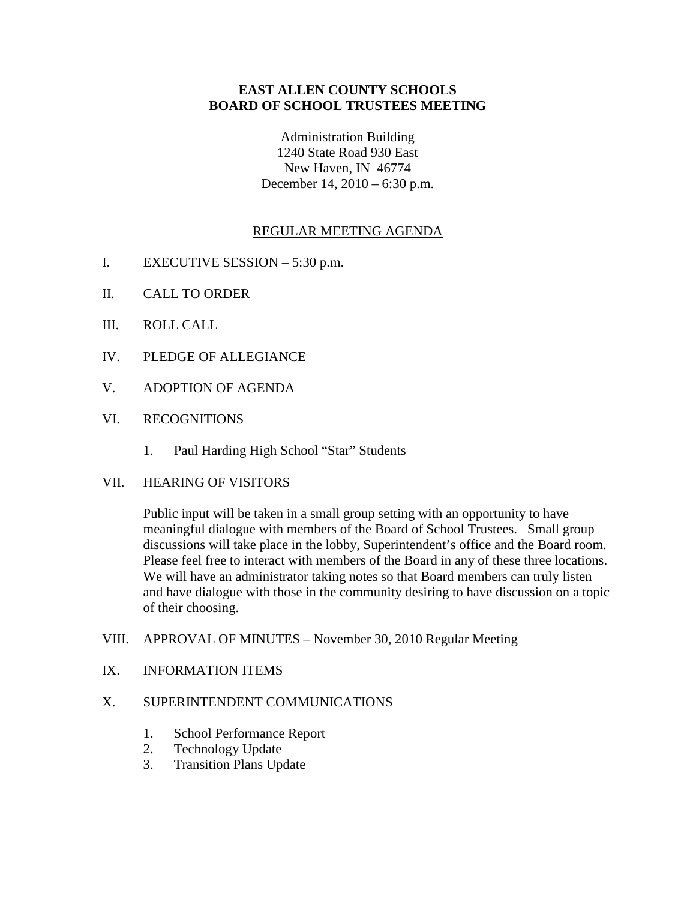# EAST ALLEN COUNTY SCHOOLS
# BOARD OF SCHOOL TRUSTEES MEETING

Administration Building
1240 State Road 930 East
New Haven, IN 46774
December 14, 2010 – 6:30 p.m.

## REGULAR MEETING AGENDA

I. EXECUTIVE SESSION – 5:30 p.m.

II. CALL TO ORDER

III. ROLL CALL

IV. PLEDGE OF ALLEGIANCE

V. ADOPTION OF AGENDA

VI. RECOGNITIONS

1. Paul Harding High School "Star" Students

VII. HEARING OF VISITORS

Public input will be taken in a small group setting with an opportunity to have meaningful dialogue with members of the Board of School Trustees. Small group discussions will take place in the lobby, Superintendent's office and the Board room. Please feel free to interact with members of the Board in any of these three locations. We will have an administrator taking notes so that Board members can truly listen and have dialogue with those in the community desiring to have discussion on a topic of their choosing.

VIII. APPROVAL OF MINUTES – November 30, 2010 Regular Meeting

IX. INFORMATION ITEMS

X. SUPERINTENDENT COMMUNICATIONS

1. School Performance Report
2. Technology Update
3. Transition Plans Update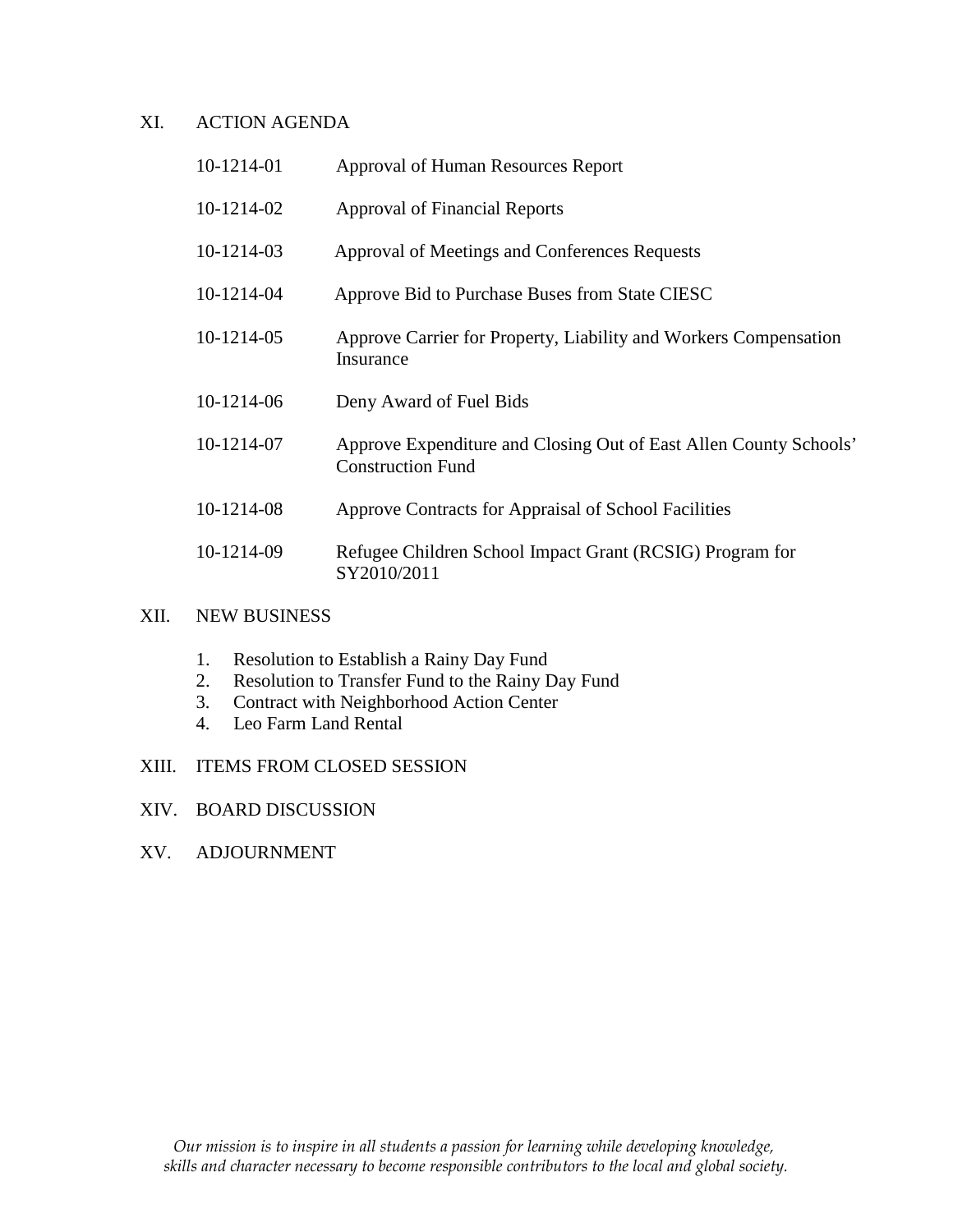## XI. ACTION AGENDA

| | |
|---|---|
| 10-1214-01 | Approval of Human Resources Report |
| 10-1214-02 | Approval of Financial Reports |
| 10-1214-03 | Approval of Meetings and Conferences Requests |
| 10-1214-04 | Approve Bid to Purchase Buses from State CIESC |
| 10-1214-05 | Approve Carrier for Property, Liability and Workers Compensation Insurance |
| 10-1214-06 | Deny Award of Fuel Bids |
| 10-1214-07 | Approve Expenditure and Closing Out of East Allen County Schools' Construction Fund |
| 10-1214-08 | Approve Contracts for Appraisal of School Facilities |
| 10-1214-09 | Refugee Children School Impact Grant (RCSIG) Program for SY2010/2011 |

## XII. NEW BUSINESS

1. Resolution to Establish a Rainy Day Fund
2. Resolution to Transfer Fund to the Rainy Day Fund
3. Contract with Neighborhood Action Center
4. Leo Farm Land Rental

## XIII. ITEMS FROM CLOSED SESSION

## XIV. BOARD DISCUSSION

## XV. ADJOURNMENT

*Our mission is to inspire in all students a passion for learning while developing knowledge, skills and character necessary to become responsible contributors to the local and global society.*